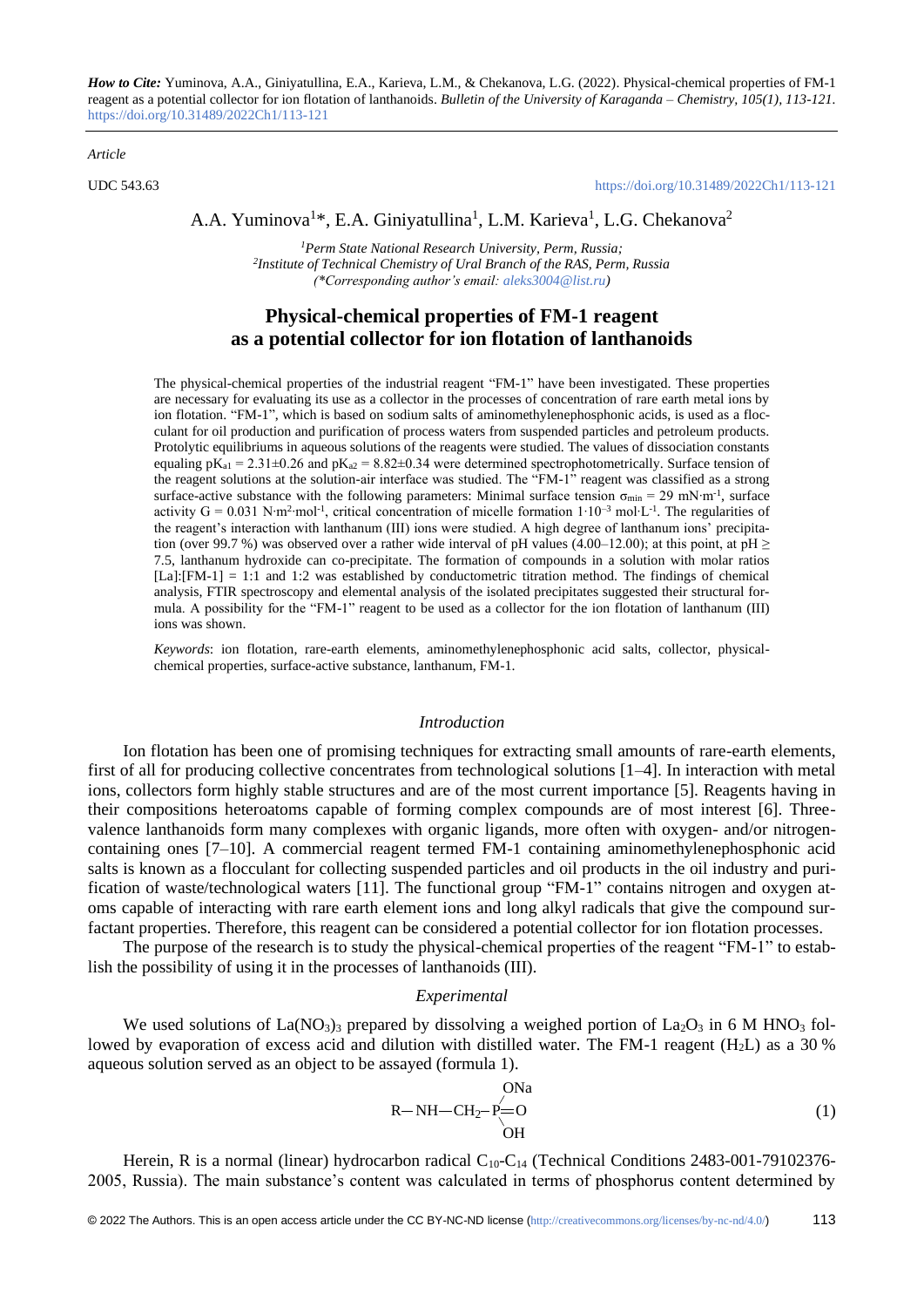***How to Cite:*** Yuminova, A.A., Giniyatullina, E.A., Karieva, L.M., & Chekanova, L.G. (2022). Physical-chemical properties of FM-1 reagent as a potential collector for ion flotation of lanthanoids. *Bulletin of the University of Karaganda – Chemistry, 105(1), 113-121.* https://doi.org/10.31489/2022Ch1/113-121

*Article*

UDC 543.63 https://doi.org/10.31489/2022Ch1/113-121

A.A. Yuminova[1]*, E.A. Giniyatullina[1], L.M. Karieva[1], L.G. Chekanova[2]

[1]*Perm State National Research University, Perm, Russia;*
[2]*Institute of Technical Chemistry of Ural Branch of the RAS, Perm, Russia*
*(\*Corresponding author's email: aleks3004@list.ru)*

# Physical-chemical properties of FM-1 reagent as a potential collector for ion flotation of lanthanoids

The physical-chemical properties of the industrial reagent "FM-1" have been investigated. These properties are necessary for evaluating its use as a collector in the processes of concentration of rare earth metal ions by ion flotation. "FM-1", which is based on sodium salts of aminomethylenephosphonic acids, is used as a flocculant for oil production and purification of process waters from suspended particles and petroleum products. Protolytic equilibriums in aqueous solutions of the reagents were studied. The values of dissociation constants equaling $pK_{a1} = 2.31\pm0.26$ and $pK_{a2} = 8.82\pm0.34$ were determined spectrophotometrically. Surface tension of the reagent solutions at the solution-air interface was studied. The "FM-1" reagent was classified as a strong surface-active substance with the following parameters: Minimal surface tension $\sigma_{min} = 29$ mN·m$^{-1}$, surface activity $G = 0.031$ N·m$^2$·mol$^{-1}$, critical concentration of micelle formation $1\cdot10^{-3}$ mol·L$^{-1}$. The regularities of the reagent's interaction with lanthanum (III) ions were studied. A high degree of lanthanum ions' precipitation (over 99.7 %) was observed over a rather wide interval of pH values (4.00–12.00); at this point, at pH $\geq$ 7.5, lanthanum hydroxide can co-precipitate. The formation of compounds in a solution with molar ratios [La]:[FM-1] = 1:1 and 1:2 was established by conductometric titration method. The findings of chemical analysis, FTIR spectroscopy and elemental analysis of the isolated precipitates suggested their structural formula. A possibility for the "FM-1" reagent to be used as a collector for the ion flotation of lanthanum (III) ions was shown.

*Keywords*: ion flotation, rare-earth elements, aminomethylenephosphonic acid salts, collector, physical-chemical properties, surface-active substance, lanthanum, FM-1.

## *Introduction*

Ion flotation has been one of promising techniques for extracting small amounts of rare-earth elements, first of all for producing collective concentrates from technological solutions [1–4]. In interaction with metal ions, collectors form highly stable structures and are of the most current importance [5]. Reagents having in their compositions heteroatoms capable of forming complex compounds are of most interest [6]. Three-valence lanthanoids form many complexes with organic ligands, more often with oxygen- and/or nitrogen-containing ones [7–10]. A commercial reagent termed FM-1 containing aminomethylenephosphonic acid salts is known as a flocculant for collecting suspended particles and oil products in the oil industry and purification of waste/technological waters [11]. The functional group "FM-1" contains nitrogen and oxygen atoms capable of interacting with rare earth element ions and long alkyl radicals that give the compound surfactant properties. Therefore, this reagent can be considered a potential collector for ion flotation processes.

The purpose of the research is to study the physical-chemical properties of the reagent "FM-1" to establish the possibility of using it in the processes of lanthanoids (III).

## *Experimental*

We used solutions of $La(NO_3)_3$ prepared by dissolving a weighed portion of $La_2O_3$ in 6 M $HNO_3$ followed by evaporation of excess acid and dilution with distilled water. The FM-1 reagent ($H_2L$) as a 30 % aqueous solution served as an object to be assayed (formula 1).

$$R-NH-CH_2-P(=O)(ONa)(OH) \quad (1)$$

Herein, R is a normal (linear) hydrocarbon radical $C_{10}$-$C_{14}$ (Technical Conditions 2483-001-79102376-2005, Russia). The main substance's content was calculated in terms of phosphorus content determined by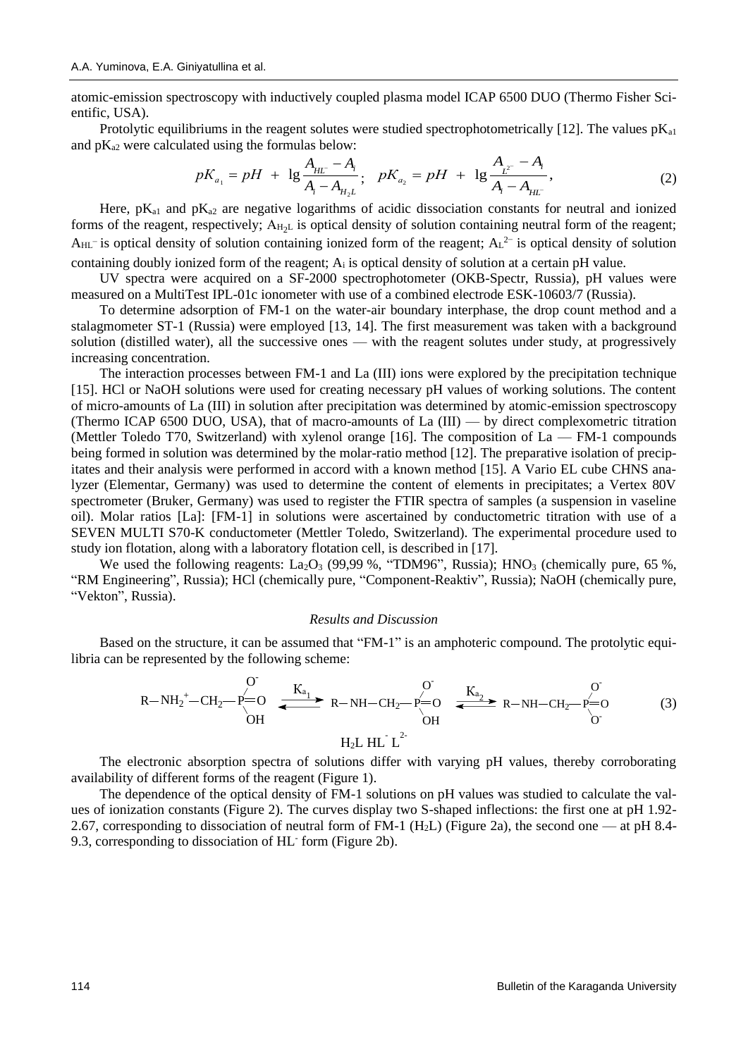atomic-emission spectroscopy with inductively coupled plasma model ICAP 6500 DUO (Thermo Fisher Scientific, USA).

Protolytic equilibriums in the reagent solutes were studied spectrophotometrically [12]. The values $pK_{a1}$ and $pK_{a2}$ were calculated using the formulas below:

$$pK_{a_1} = pH \ + \ \lg\frac{A_{HL^-} - A_i}{A_i - A_{H_2L}}; \quad pK_{a_2} = pH \ + \ \lg\frac{A_{L^{2-}} - A_i}{A_i - A_{HL^-}}, \tag{2}$$

Here, $pK_{a1}$ and $pK_{a2}$ are negative logarithms of acidic dissociation constants for neutral and ionized forms of the reagent, respectively; $A_{H_2L}$ is optical density of solution containing neutral form of the reagent; $A_{HL^-}$ is optical density of solution containing ionized form of the reagent; $A_{L^{2-}}$ is optical density of solution containing doubly ionized form of the reagent; $A_i$ is optical density of solution at a certain pH value.

UV spectra were acquired on a SF-2000 spectrophotometer (OKB-Spectr, Russia), pH values were measured on a MultiTest IPL-01c ionometer with use of a combined electrode ESK-10603/7 (Russia).

To determine adsorption of FM-1 on the water-air boundary interphase, the drop count method and a stalagmometer ST-1 (Russia) were employed [13, 14]. The first measurement was taken with a background solution (distilled water), all the successive ones — with the reagent solutes under study, at progressively increasing concentration.

The interaction processes between FM-1 and La (III) ions were explored by the precipitation technique [15]. HCl or NaOH solutions were used for creating necessary pH values of working solutions. The content of micro-amounts of La (III) in solution after precipitation was determined by atomic-emission spectroscopy (Thermo ICAP 6500 DUO, USA), that of macro-amounts of La (III) — by direct complexometric titration (Mettler Toledo T70, Switzerland) with xylenol orange [16]. The composition of La — FM-1 compounds being formed in solution was determined by the molar-ratio method [12]. The preparative isolation of precipitates and their analysis were performed in accord with a known method [15]. A Vario EL cube CHNS analyzer (Elementar, Germany) was used to determine the content of elements in precipitates; a Vertex 80V spectrometer (Bruker, Germany) was used to register the FTIR spectra of samples (a suspension in vaseline oil). Molar ratios [La]: [FM-1] in solutions were ascertained by conductometric titration with use of a SEVEN MULTI S70-K conductometer (Mettler Toledo, Switzerland). The experimental procedure used to study ion flotation, along with a laboratory flotation cell, is described in [17].

We used the following reagents: $La_2O_3$ (99,99 %, "TDM96", Russia); $HNO_3$ (chemically pure, 65 %, "RM Engineering", Russia); HCl (chemically pure, "Component-Reaktiv", Russia); NaOH (chemically pure, "Vekton", Russia).

### *Results and Discussion*

Based on the structure, it can be assumed that "FM-1" is an amphoteric compound. The protolytic equilibria can be represented by the following scheme:

$$\underset{H_2L}{R{-}NH_2^+{-}CH_2{-}P(=O)(O^-)(OH)} \ \underset{}{\overset{K_{a_1}}{\rightleftharpoons}} \ \underset{HL^-}{R{-}NH{-}CH_2{-}P(=O)(O^-)(OH)} \ \overset{K_{a_2}}{\rightleftharpoons} \ \underset{L^{2-}}{R{-}NH{-}CH_2{-}P(=O)(O^-)(O^-)} \tag{3}$$

The electronic absorption spectra of solutions differ with varying pH values, thereby corroborating availability of different forms of the reagent (Figure 1).

The dependence of the optical density of FM-1 solutions on pH values was studied to calculate the values of ionization constants (Figure 2). The curves display two S-shaped inflections: the first one at pH 1.92-2.67, corresponding to dissociation of neutral form of FM-1 ($H_2L$) (Figure 2a), the second one — at pH 8.4-9.3, corresponding to dissociation of $HL^-$ form (Figure 2b).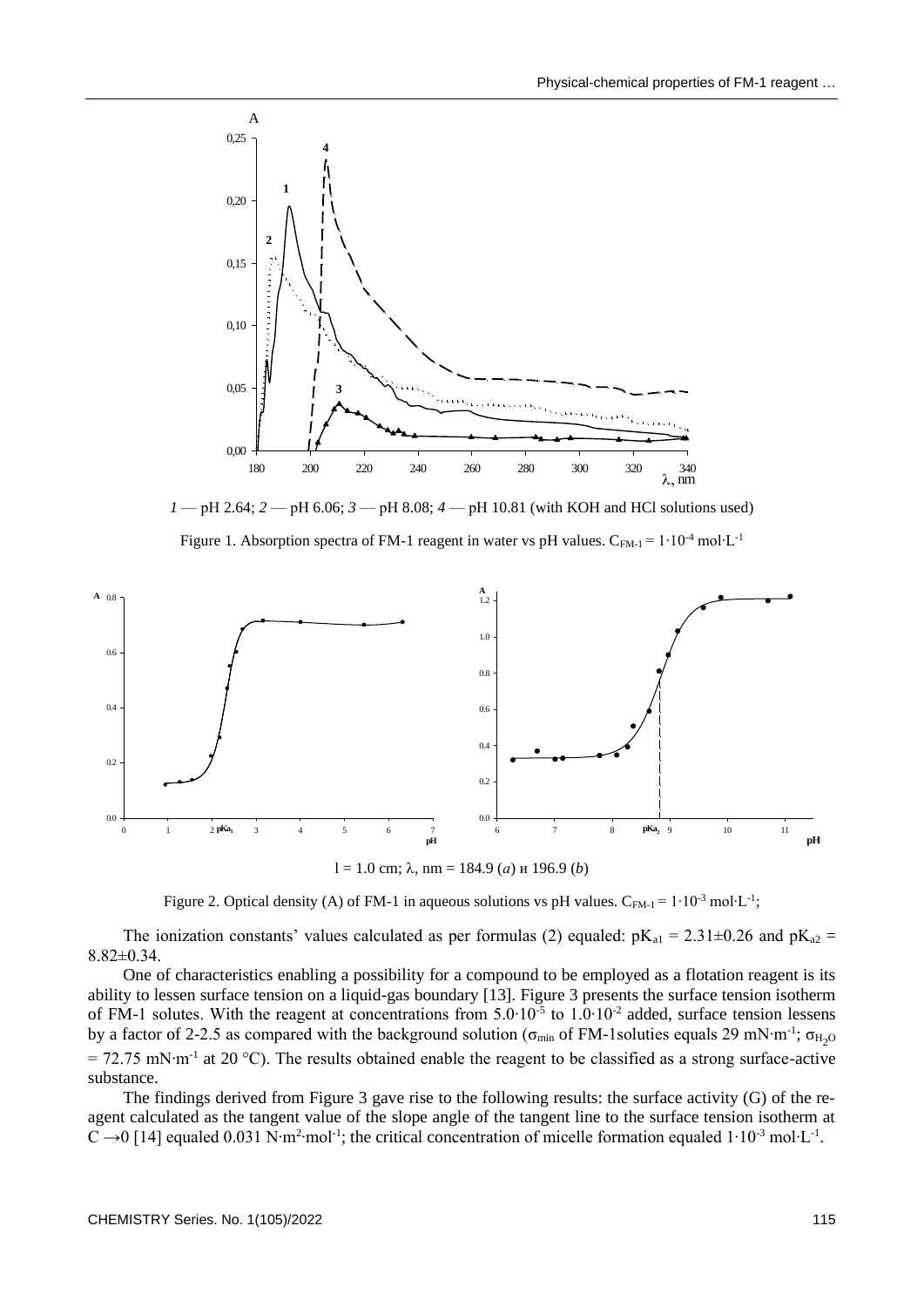*1* — pH 2.64; *2* — pH 6.06; *3* — pH 8.08; *4* — pH 10.81 (with KOH and HCl solutions used)

Figure 1. Absorption spectra of FM-1 reagent in water vs pH values. $C_{FM-1} = 1\cdot10^{-4}$ mol·L$^{-1}$

l = 1.0 cm; λ, nm = 184.9 (*a*) и 196.9 (*b*)

Figure 2. Optical density (A) of FM-1 in aqueous solutions vs pH values. $C_{FM-1} = 1\cdot10^{-3}$ mol·L$^{-1}$;

The ionization constants' values calculated as per formulas (2) equaled: $pK_{a1} = 2.31\pm0.26$ and $pK_{a2} = 8.82\pm0.34$.

One of characteristics enabling a possibility for a compound to be employed as a flotation reagent is its ability to lessen surface tension on a liquid-gas boundary [13]. Figure 3 presents the surface tension isotherm of FM-1 solutes. With the reagent at concentrations from $5.0\cdot10^{-5}$ to $1.0\cdot10^{-2}$ added, surface tension lessens by a factor of 2-2.5 as compared with the background solution ($\sigma_{min}$ of FM-1soluties equals 29 mN·m$^{-1}$; $\sigma_{H_2O}$ = 72.75 mN·m$^{-1}$ at 20 °C). The results obtained enable the reagent to be classified as a strong surface-active substance.

The findings derived from Figure 3 gave rise to the following results: the surface activity (G) of the reagent calculated as the tangent value of the slope angle of the tangent line to the surface tension isotherm at $C \rightarrow 0$ [14] equaled 0.031 N·m$^2$·mol$^{-1}$; the critical concentration of micelle formation equaled $1\cdot10^{-3}$ mol·L$^{-1}$.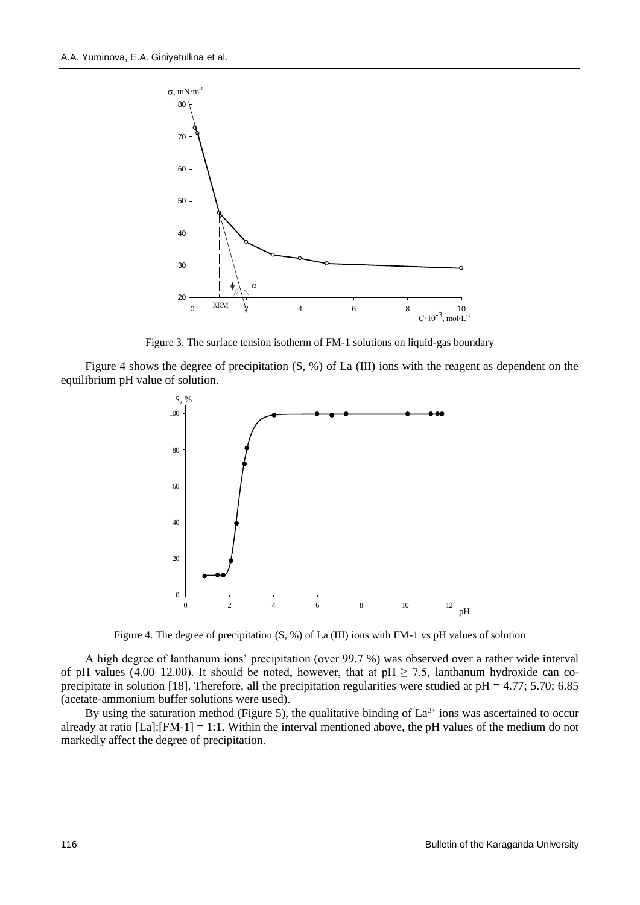Figure 3. The surface tension isotherm of FM-1 solutions on liquid-gas boundary

Figure 4 shows the degree of precipitation (S, %) of La (III) ions with the reagent as dependent on the equilibrium pH value of solution.

Figure 4. The degree of precipitation (S, %) of La (III) ions with FM-1 vs pH values of solution

A high degree of lanthanum ions' precipitation (over 99.7 %) was observed over a rather wide interval of pH values (4.00–12.00). It should be noted, however, that at pH $\geq$ 7.5, lanthanum hydroxide can co-precipitate in solution [18]. Therefore, all the precipitation regularities were studied at pH = 4.77; 5.70; 6.85 (acetate-ammonium buffer solutions were used).

By using the saturation method (Figure 5), the qualitative binding of $La^{3+}$ ions was ascertained to occur already at ratio [La]:[FM-1] = 1:1. Within the interval mentioned above, the pH values of the medium do not markedly affect the degree of precipitation.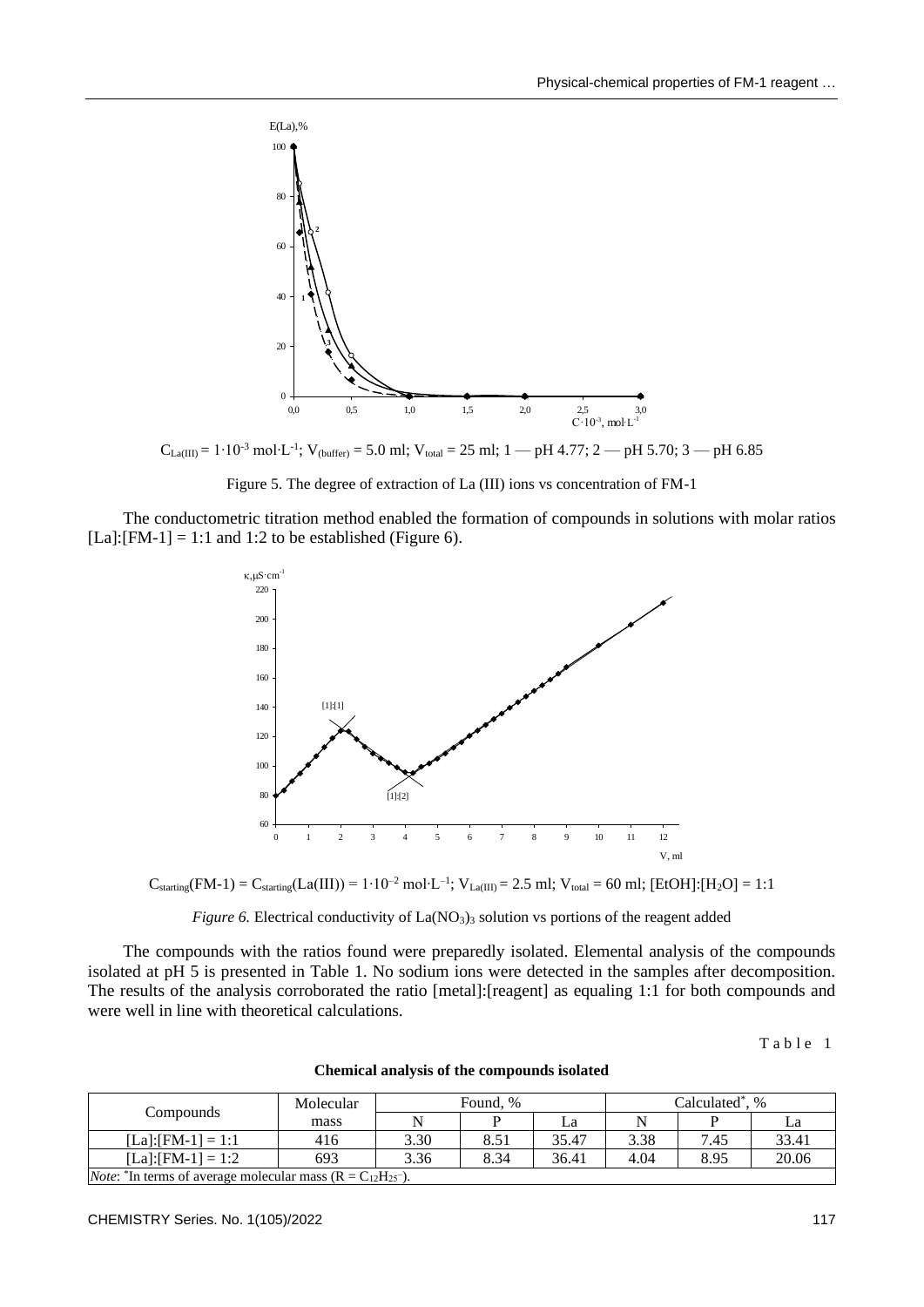$C_{La(III)} = 1\cdot10^{-3}$ mol·L$^{-1}$; $V_{(buffer)} = 5.0$ ml; $V_{total} = 25$ ml; 1 — pH 4.77; 2 — pH 5.70; 3 — pH 6.85

Figure 5. The degree of extraction of La (III) ions vs concentration of FM-1

The conductometric titration method enabled the formation of compounds in solutions with molar ratios [La]:[FM-1] = 1:1 and 1:2 to be established (Figure 6).

$C_{starting}$(FM-1) = $C_{starting}$(La(III)) = $1\cdot10^{-2}$ mol·L$^{-1}$; $V_{La(III)} = 2.5$ ml; $V_{total} = 60$ ml; [EtOH]:[$H_2O$] = 1:1

*Figure 6.* Electrical conductivity of $La(NO_3)_3$ solution vs portions of the reagent added

The compounds with the ratios found were preparedly isolated. Elemental analysis of the compounds isolated at pH 5 is presented in Table 1. No sodium ions were detected in the samples after decomposition. The results of the analysis corroborated the ratio [metal]:[reagent] as equaling 1:1 for both compounds and were well in line with theoretical calculations.

Table 1

**Chemical analysis of the compounds isolated**

| Compounds | Molecular mass | Found, % | | | Calculated*, % | | |
|---|---|---|---|---|---|---|---|
| | | N | P | La | N | P | La |
| [La]:[FM-1] = 1:1 | 416 | 3.30 | 8.51 | 35.47 | 3.38 | 7.45 | 33.41 |
| [La]:[FM-1] = 1:2 | 693 | 3.36 | 8.34 | 36.41 | 4.04 | 8.95 | 20.06 |

*Note*: *In terms of average molecular mass (R = $C_{12}H_{25}^{-}$).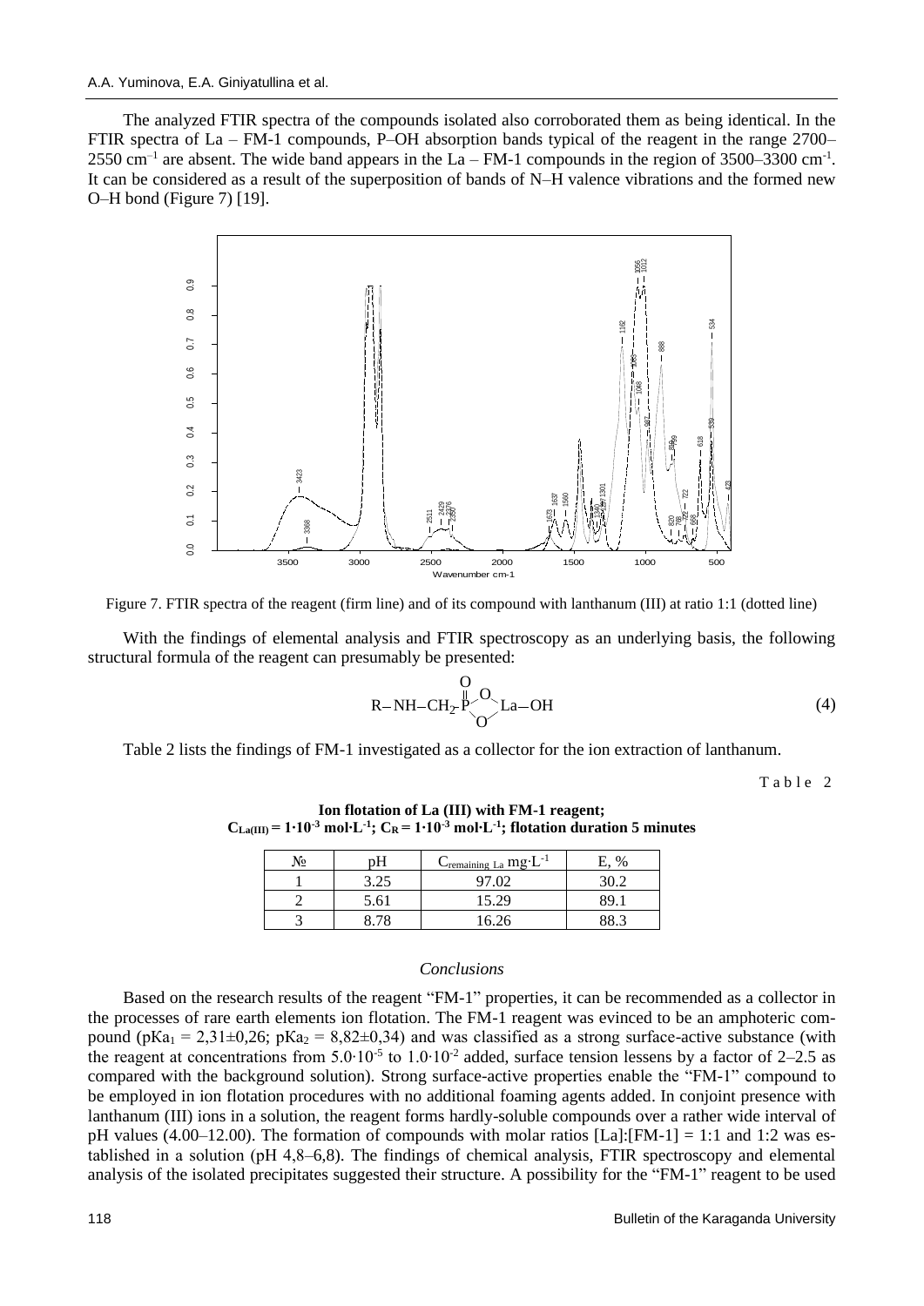The analyzed FTIR spectra of the compounds isolated also corroborated them as being identical. In the FTIR spectra of La – FM-1 compounds, P–OH absorption bands typical of the reagent in the range 2700–2550 $cm^{-1}$ are absent. The wide band appears in the La – FM-1 compounds in the region of 3500–3300 $cm^{-1}$. It can be considered as a result of the superposition of bands of N–H valence vibrations and the formed new O–H bond (Figure 7) [19].

Figure 7. FTIR spectra of the reagent (firm line) and of its compound with lanthanum (III) at ratio 1:1 (dotted line)

With the findings of elemental analysis and FTIR spectroscopy as an underlying basis, the following structural formula of the reagent can presumably be presented:

$$R{-}NH{-}CH_2{-}\overset{\overset{O}{\|}}{P}\langle{}^{O}_{O}\rangle La{-}OH \quad (4)$$

Table 2 lists the findings of FM-1 investigated as a collector for the ion extraction of lanthanum.

Table 2

**Ion flotation of La (III) with FM-1 reagent; $C_{La(III)} = 1{\cdot}10^{-3}$ mol·$L^{-1}$; $C_R = 1{\cdot}10^{-3}$ mol·$L^{-1}$; flotation duration 5 minutes**

| № | pH | $C_{remaining\ La}$ mg·$L^{-1}$ | E, % |
|---|---|---|---|
| 1 | 3.25 | 97.02 | 30.2 |
| 2 | 5.61 | 15.29 | 89.1 |
| 3 | 8.78 | 16.26 | 88.3 |

*Conclusions*

Based on the research results of the reagent "FM-1" properties, it can be recommended as a collector in the processes of rare earth elements ion flotation. The FM-1 reagent was evinced to be an amphoteric compound ($pKa_1 = 2{,}31 \pm 0{,}26$; $pKa_2 = 8{,}82 \pm 0{,}34$) and was classified as a strong surface-active substance (with the reagent at concentrations from $5.0{\cdot}10^{-5}$ to $1.0{\cdot}10^{-2}$ added, surface tension lessens by a factor of 2–2.5 as compared with the background solution). Strong surface-active properties enable the "FM-1" compound to be employed in ion flotation procedures with no additional foaming agents added. In conjoint presence with lanthanum (III) ions in a solution, the reagent forms hardly-soluble compounds over a rather wide interval of pH values (4.00–12.00). The formation of compounds with molar ratios [La]:[FM-1] = 1:1 and 1:2 was established in a solution (pH 4,8–6,8). The findings of chemical analysis, FTIR spectroscopy and elemental analysis of the isolated precipitates suggested their structure. A possibility for the "FM-1" reagent to be used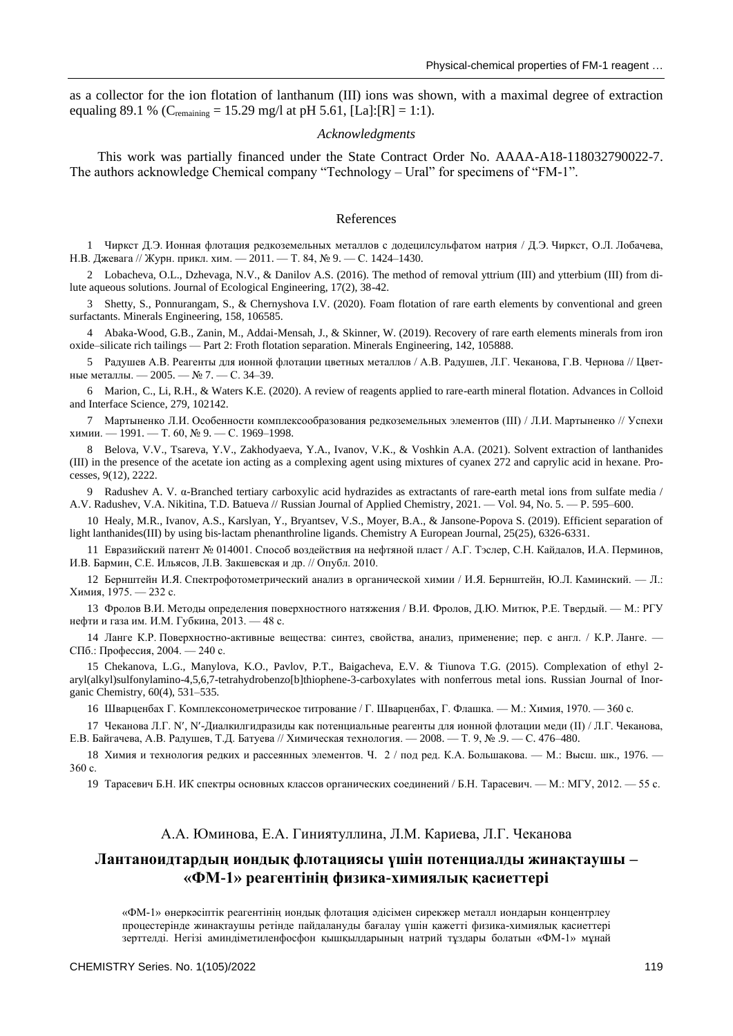as a collector for the ion flotation of lanthanum (III) ions was shown, with a maximal degree of extraction equaling 89.1 % ($C_{remaining}$ = 15.29 mg/l at pH 5.61, [La]:[R] = 1:1).

*Acknowledgments*

This work was partially financed under the State Contract Order No. AAAA-A18-118032790022-7. The authors acknowledge Chemical company "Technology – Ural" for specimens of "FM-1".

## References

1 Чиркст Д.Э. Ионная флотация редкоземельных металлов с додецилсульфатом натрия / Д.Э. Чиркст, О.Л. Лобачева, Н.В. Джевага // Журн. прикл. хим. — 2011. — Т. 84, № 9. — С. 1424–1430.

2 Lobacheva, O.L., Dzhevaga, N.V., & Danilov A.S. (2016). The method of removal yttrium (III) and ytterbium (III) from dilute aqueous solutions. Journal of Ecological Engineering, 17(2), 38-42.

3 Shetty, S., Ponnurangam, S., & Chernyshova I.V. (2020). Foam flotation of rare earth elements by conventional and green surfactants. Minerals Engineering, 158, 106585.

4 Abaka-Wood, G.B., Zanin, M., Addai-Mensah, J., & Skinner, W. (2019). Recovery of rare earth elements minerals from iron oxide–silicate rich tailings — Part 2: Froth flotation separation. Minerals Engineering, 142, 105888.

5 Радушев А.В. Реагенты для ионной флотации цветных металлов / А.В. Радушев, Л.Г. Чеканова, Г.В. Чернова // Цветные металлы. — 2005. — № 7. — С. 34–39.

6 Marion, C., Li, R.H., & Waters K.E. (2020). A review of reagents applied to rare-earth mineral flotation. Advances in Colloid and Interface Science, 279, 102142.

7 Мартыненко Л.И. Особенности комплексообразования редкоземельных элементов (III) / Л.И. Мартыненко // Успехи химии. — 1991. — Т. 60, № 9. — С. 1969–1998.

8 Belova, V.V., Tsareva, Y.V., Zakhodyaeva, Y.A., Ivanov, V.K., & Voshkin A.A. (2021). Solvent extraction of lanthanides (III) in the presence of the acetate ion acting as a complexing agent using mixtures of cyanex 272 and caprylic acid in hexane. Processes, 9(12), 2222.

9 Radushev A. V. α-Branched tertiary carboxylic acid hydrazides as extractants of rare-earth metal ions from sulfate media / A.V. Radushev, V.A. Nikitina, T.D. Batueva // Russian Journal of Applied Chemistry, 2021. — Vol. 94, No. 5. — P. 595–600.

10 Healy, M.R., Ivanov, A.S., Karslyan, Y., Bryantsev, V.S., Moyer, B.A., & Jansone-Popova S. (2019). Efficient separation of light lanthanides(III) by using bis-lactam phenanthroline ligands. Chemistry A European Journal, 25(25), 6326-6331.

11 Евразийский патент № 014001. Способ воздействия на нефтяной пласт / А.Г. Тэслер, С.Н. Кайдалов, И.А. Перминов, И.В. Бармин, С.Е. Ильясов, Л.В. Закшевская и др. // Опубл. 2010.

12 Бернштейн И.Я. Спектрофотометрический анализ в органической химии / И.Я. Бернштейн, Ю.Л. Каминский. — Л.: Химия, 1975. — 232 с.

13 Фролов В.И. Методы определения поверхностного натяжения / В.И. Фролов, Д.Ю. Митюк, Р.Е. Твердый. — М.: РГУ нефти и газа им. И.М. Губкина, 2013. — 48 с.

14 Ланге К.Р. Поверхностно-активные вещества: синтез, свойства, анализ, применение; пер. с англ. / К.Р. Ланге. — СПб.: Профессия, 2004. — 240 с.

15 Chekanova, L.G., Manylova, K.O., Pavlov, P.T., Baigacheva, E.V. & Tiunova T.G. (2015). Complexation of ethyl 2-aryl(alkyl)sulfonylamino-4,5,6,7-tetrahydrobenzo[b]thiophene-3-carboxylates with nonferrous metal ions. Russian Journal of Inorganic Chemistry, 60(4), 531–535.

16 Шварценбах Г. Комплексонометрическое титрование / Г. Шварценбах, Г. Флашка. — М.: Химия, 1970. — 360 с.

17 Чеканова Л.Г. N′, N′-Диалкилгидразиды как потенциальные реагенты для ионной флотации меди (II) / Л.Г. Чеканова, Е.В. Байгачева, А.В. Радушев, Т.Д. Батуева // Химическая технология. — 2008. — Т. 9, № .9. — С. 476–480.

18 Химия и технология редких и рассеянных элементов. Ч. 2 / под ред. К.А. Большакова. — М.: Высш. шк., 1976. — 360 с.

19 Тарасевич Б.Н. ИК спектры основных классов органических соединений / Б.Н. Тарасевич. — М.: МГУ, 2012. — 55 с.

А.А. Юминова, Е.А. Гиниятуллина, Л.М. Кариева, Л.Г. Чеканова

## Лантаноидтардың иондық флотациясы үшін потенциалды жинақтаушы – «ФМ-1» реагентінің физика-химиялық қасиеттері

«ФМ-1» өнеркәсіптік реагентінің иондық флотация әдісімен сирекжер металл иондарын концентрлеу процестерінде жинақтаушы ретінде пайдалануды бағалау үшін қажетті физика-химиялық қасиеттері зерттелді. Негізі аминдіметиленфосфон қышқылдарының натрий тұздары болатын «ФМ-1» мұнай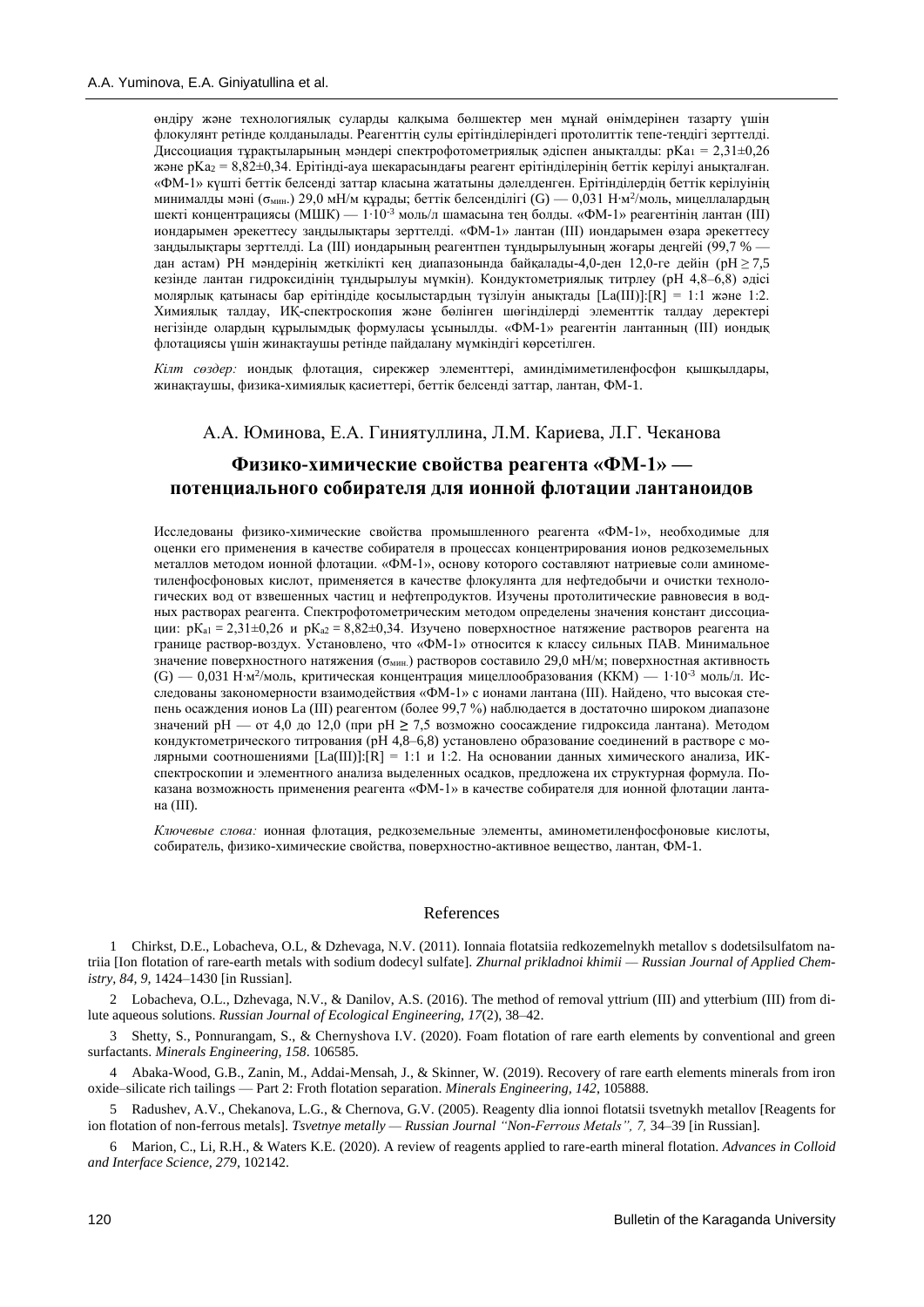өндіру және технологиялық суларды қалқыма бөлшектер мен мұнай өнімдерінен тазарту үшін флокулянт ретінде қолданылады. Реагенттің сулы ерітінділеріндегі протолиттік тепе-теңдігі зерттелді. Диссоциация тұрақтыларының мәндері спектрофотометриялық әдіспен анықталды: $pKa_1 = 2{,}31 \pm 0{,}26$ және $pKa_2 = 8{,}82 \pm 0{,}34$. Ерітінді-ауа шекарасындағы реагент ерітінділерінің беттік керілуі анықталған. «ФМ-1» күшті беттік белсенді заттар класына жататыны дәлелденген. Ерітінділердің беттік керілуінің минималды мәні ($\sigma_{мин.}$) 29,0 мН/м құрады; беттік белсенділігі (G) — 0,031 Н·м²/моль, мицеллалардың шекті концентрациясы (МШК) — $1 \cdot 10^{-3}$ моль/л шамасына тең болды. «ФМ-1» реагентінің лантан (III) иондарымен әрекеттесу заңдылықтары зерттелді. «ФМ-1» лантан (III) иондарымен өзара әрекеттесу заңдылықтары зерттелді. La (III) иондарының реагентпен тұндырылуының жоғары деңгейі (99,7 % — дан астам) PH мәндерінің жеткілікті кең диапазонында байқалады-4,0-ден 12,0-ге дейін (pH ≥ 7,5 кезінде лантан гидроксидінің тұндырылуы мүмкін). Кондуктометриялық титрлеу (pH 4,8–6,8) әдісі молярлық қатынасы бар ерітіндіде қосылыстардың түзілуін анықтады [La(III)]:[R] = 1:1 және 1:2. Химиялық талдау, ИҚ-спектроскопия және бөлінген шөгінділерді элементтік талдау деректері негізінде олардың құрылымдық формулалары ұсынылды. «ФМ-1» реагентін лантанның (III) иондық флотациясы үшін жинақтаушы ретінде пайдалану мүмкіндігі көрсетілген.

*Кілт сөздер:* иондық флотация, сирекжер элементтері, аминдіметиленфосфон қышқылдары, жинақтаушы, физика-химиялық қасиеттері, беттік белсенді заттар, лантан, ФМ-1.

А.А. Юминова, Е.А. Гиниятуллина, Л.М. Кариева, Л.Г. Чеканова

## Физико-химические свойства реагента «ФМ-1» — потенциального собирателя для ионной флотации лантаноидов

Исследованы физико-химические свойства промышленного реагента «ФМ-1», необходимые для оценки его применения в качестве собирателя в процессах концентрирования ионов редкоземельных металлов методом ионной флотации. «ФМ-1», основу которого составляют натриевые соли аминометиленфосфоновых кислот, применяется в качестве флокулянта для нефтедобычи и очистки технологических вод от взвешенных частиц и нефтепродуктов. Изучены протолитические равновесия в водных растворах реагента. Спектрофотометрическим методом определены значения констант диссоциации: $pK_{a1} = 2{,}31 \pm 0{,}26$ и $pK_{a2} = 8{,}82 \pm 0{,}34$. Изучено поверхностное натяжение растворов реагента на границе раствор-воздух. Установлено, что «ФМ-1» относится к классу сильных ПАВ. Минимальное значение поверхностного натяжения ($\sigma_{мин.}$) растворов составило 29,0 мН/м; поверхностная активность (G) — 0,031 Н·м²/моль, критическая концентрация мицеллообразования (ККМ) — $1 \cdot 10^{-3}$ моль/л. Исследованы закономерности взаимодействия «ФМ-1» с ионами лантана (III). Найдено, что высокая степень осаждения ионов La (III) реагентом (более 99,7 %) наблюдается в достаточно широком диапазоне значений pH — от 4,0 до 12,0 (при pH ≥ 7,5 возможно соосаждение гидроксида лантана). Методом кондуктометрического титрования (pH 4,8–6,8) установлено образование соединений в растворе с молярными соотношениями [La(III)]:[R] = 1:1 и 1:2. На основании данных химического анализа, ИК-спектроскопии и элементного анализа выделенных осадков, предложена их структурная формула. Показана возможность применения реагента «ФМ-1» в качестве собирателя для ионной флотации лантана (III).

*Ключевые слова:* ионная флотация, редкоземельные элементы, аминометиленфосфоновые кислоты, собиратель, физико-химические свойства, поверхностно-активное вещество, лантан, ФМ-1.

## References

1 Chirkst, D.E., Lobacheva, O.L., & Dzhevaga, N.V. (2011). Ionnaia flotatsiia redkozemelnykh metallov s dodetsilsulfatom natriia [Ion flotation of rare-earth metals with sodium dodecyl sulfate]. *Zhurnal prikladnoi khimii — Russian Journal of Applied Chemistry, 84, 9,* 1424–1430 [in Russian].

2 Lobacheva, O.L., Dzhevaga, N.V., & Danilov, A.S. (2016). The method of removal yttrium (III) and ytterbium (III) from dilute aqueous solutions. *Russian Journal of Ecological Engineering, 17*(2), 38–42.

3 Shetty, S., Ponnurangam, S., & Chernyshova I.V. (2020). Foam flotation of rare earth elements by conventional and green surfactants. *Minerals Engineering, 158*. 106585.

4 Abaka-Wood, G.B., Zanin, M., Addai-Mensah, J., & Skinner, W. (2019). Recovery of rare earth elements minerals from iron oxide–silicate rich tailings — Part 2: Froth flotation separation. *Minerals Engineering, 142*, 105888.

5 Radushev, A.V., Chekanova, L.G., & Chernova, G.V. (2005). Reagenty dlia ionnoi flotatsii tsvetnykh metallov [Reagents for ion flotation of non-ferrous metals]. *Tsvetnye metally — Russian Journal "Non-Ferrous Metals", 7,* 34–39 [in Russian].

6 Marion, C., Li, R.H., & Waters K.E. (2020). A review of reagents applied to rare-earth mineral flotation. *Advances in Colloid and Interface Science, 279,* 102142.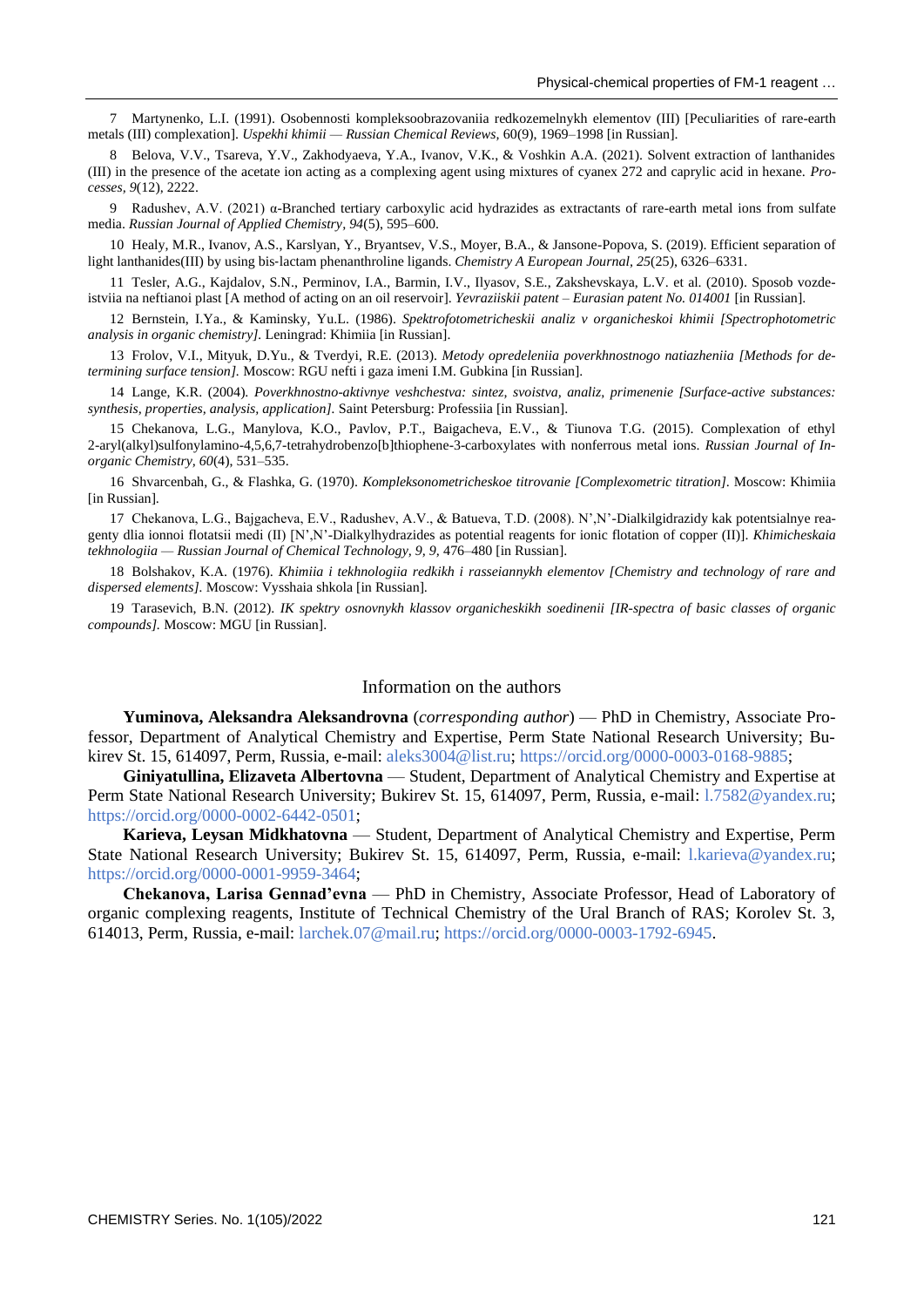7 Martynenko, L.I. (1991). Osobennosti kompleksoobrazovaniia redkozemelnykh elementov (III) [Peculiarities of rare-earth metals (III) complexation]. *Uspekhi khimii — Russian Chemical Reviews,* 60(9), 1969–1998 [in Russian].

8 Belova, V.V., Tsareva, Y.V., Zakhodyaeva, Y.A., Ivanov, V.K., & Voshkin A.A. (2021). Solvent extraction of lanthanides (III) in the presence of the acetate ion acting as a complexing agent using mixtures of cyanex 272 and caprylic acid in hexane. *Processes, 9*(12), 2222.

9 Radushev, A.V. (2021) α-Branched tertiary carboxylic acid hydrazides as extractants of rare-earth metal ions from sulfate media. *Russian Journal of Applied Chemistry, 94*(5), 595–600.

10 Healy, M.R., Ivanov, A.S., Karslyan, Y., Bryantsev, V.S., Moyer, B.A., & Jansone-Popova, S. (2019). Efficient separation of light lanthanides(III) by using bis-lactam phenanthroline ligands. *Chemistry A European Journal, 25*(25), 6326–6331.

11 Tesler, A.G., Kajdalov, S.N., Perminov, I.A., Barmin, I.V., Ilyasov, S.E., Zakshevskaya, L.V. et al. (2010). Sposob vozdeistviia na neftianoi plast [A method of acting on an oil reservoir]. *Yevraziiskii patent – Eurasian patent No. 014001* [in Russian].

12 Bernstein, I.Ya., & Kaminsky, Yu.L. (1986). *Spektrofotometricheskii analiz v organicheskoi khimii [Spectrophotometric analysis in organic chemistry].* Leningrad: Khimiia [in Russian].

13 Frolov, V.I., Mityuk, D.Yu., & Tverdyi, R.E. (2013). *Metody opredeleniia poverkhnostnogo natiazheniia [Methods for determining surface tension].* Moscow: RGU nefti i gaza imeni I.M. Gubkina [in Russian].

14 Lange, K.R. (2004). *Poverkhnostno-aktivnye veshchestva: sintez, svoistva, analiz, primenenie [Surface-active substances: synthesis, properties, analysis, application].* Saint Petersburg: Professiia [in Russian].

15 Chekanova, L.G., Manylova, K.O., Pavlov, P.T., Baigacheva, E.V., & Tiunova T.G. (2015). Complexation of ethyl 2-aryl(alkyl)sulfonylamino-4,5,6,7-tetrahydrobenzo[b]thiophene-3-carboxylates with nonferrous metal ions. *Russian Journal of Inorganic Chemistry, 60*(4), 531–535.

16 Shvarcenbah, G., & Flashka, G. (1970). *Kompleksonometricheskoe titrovanie [Complexometric titration].* Moscow: Khimiia [in Russian].

17 Chekanova, L.G., Bajgacheva, E.V., Radushev, A.V., & Batueva, T.D. (2008). N',N'-Dialkilgidrazidy kak potentsialnye reagenty dlia ionnoi flotatsii medi (II) [N',N'-Dialkylhydrazides as potential reagents for ionic flotation of copper (II)]. *Khimicheskaia tekhnologiia — Russian Journal of Chemical Technology, 9, 9,* 476–480 [in Russian].

18 Bolshakov, K.A. (1976). *Khimiia i tekhnologiia redkikh i rasseiannykh elementov [Chemistry and technology of rare and dispersed elements].* Moscow: Vysshaia shkola [in Russian].

19 Tarasevich, B.N. (2012). *IK spektry osnovnykh klassov organicheskikh soedinenii [IR-spectra of basic classes of organic compounds].* Moscow: MGU [in Russian].

## Information on the authors

**Yuminova, Aleksandra Aleksandrovna** (*corresponding author*) — PhD in Chemistry, Associate Professor, Department of Analytical Chemistry and Expertise, Perm State National Research University; Bukirev St. 15, 614097, Perm, Russia, e-mail: aleks3004@list.ru; https://orcid.org/0000-0003-0168-9885;

**Giniyatullina, Elizaveta Albertovna** — Student, Department of Analytical Chemistry and Expertise at Perm State National Research University; Bukirev St. 15, 614097, Perm, Russia, e-mail: l.7582@yandex.ru; https://orcid.org/0000-0002-6442-0501;

**Karieva, Leysan Midkhatovna** — Student, Department of Analytical Chemistry and Expertise, Perm State National Research University; Bukirev St. 15, 614097, Perm, Russia, e-mail: l.karieva@yandex.ru; https://orcid.org/0000-0001-9959-3464;

**Chekanova, Larisa Gennad'evna** — PhD in Chemistry, Associate Professor, Head of Laboratory of organic complexing reagents, Institute of Technical Chemistry of the Ural Branch of RAS; Korolev St. 3, 614013, Perm, Russia, e-mail: larchek.07@mail.ru; https://orcid.org/0000-0003-1792-6945.